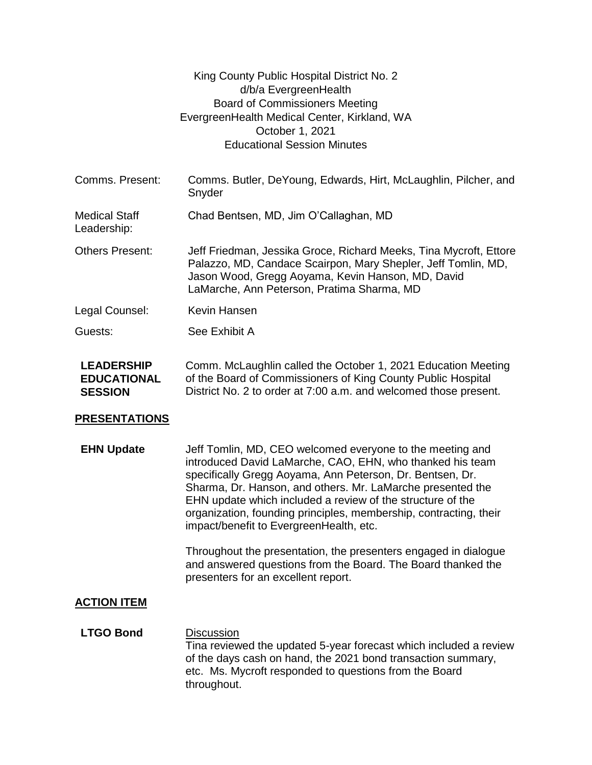King County Public Hospital District No. 2
d/b/a EvergreenHealth
Board of Commissioners Meeting
EvergreenHealth Medical Center, Kirkland, WA
October 1, 2021
Educational Session Minutes

| | |
|---|---|
| Comms. Present: | Comms. Butler, DeYoung, Edwards, Hirt, McLaughlin, Pilcher, and Snyder |
| Medical Staff Leadership: | Chad Bentsen, MD, Jim O'Callaghan, MD |
| Others Present: | Jeff Friedman, Jessika Groce, Richard Meeks, Tina Mycroft, Ettore Palazzo, MD, Candace Scairpon, Mary Shepler, Jeff Tomlin, MD, Jason Wood, Gregg Aoyama, Kevin Hanson, MD, David LaMarche, Ann Peterson, Pratima Sharma, MD |
| Legal Counsel: | Kevin Hansen |
| Guests: | See Exhibit A |

**LEADERSHIP EDUCATIONAL SESSION**

Comm. McLaughlin called the October 1, 2021 Education Meeting of the Board of Commissioners of King County Public Hospital District No. 2 to order at 7:00 a.m. and welcomed those present.

## PRESENTATIONS

**EHN Update**

Jeff Tomlin, MD, CEO welcomed everyone to the meeting and introduced David LaMarche, CAO, EHN, who thanked his team specifically Gregg Aoyama, Ann Peterson, Dr. Bentsen, Dr. Sharma, Dr. Hanson, and others. Mr. LaMarche presented the EHN update which included a review of the structure of the organization, founding principles, membership, contracting, their impact/benefit to EvergreenHealth, etc.

Throughout the presentation, the presenters engaged in dialogue and answered questions from the Board. The Board thanked the presenters for an excellent report.

## ACTION ITEM

**LTGO Bond**

Discussion

Tina reviewed the updated 5-year forecast which included a review of the days cash on hand, the 2021 bond transaction summary, etc. Ms. Mycroft responded to questions from the Board throughout.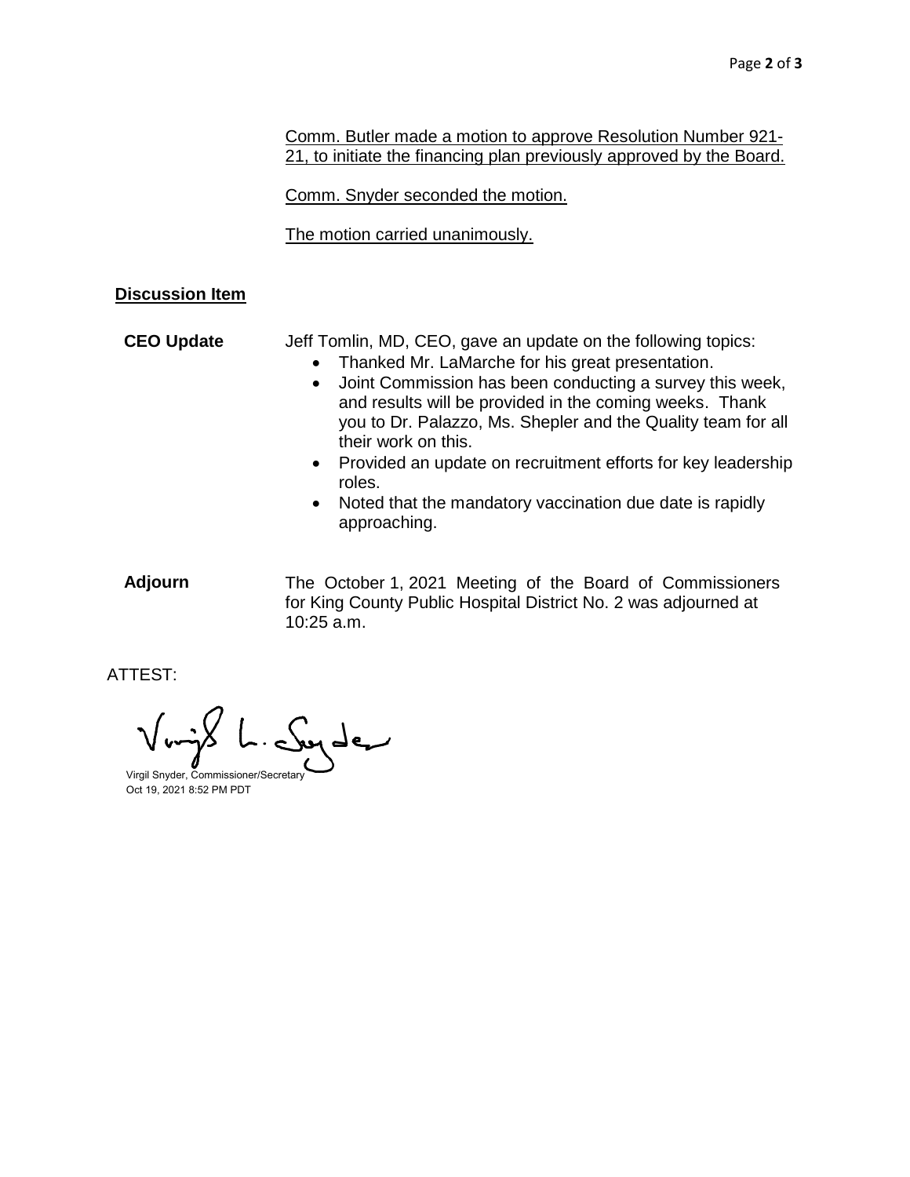Comm. Butler made a motion to approve Resolution Number 921-21, to initiate the financing plan previously approved by the Board.

Comm. Snyder seconded the motion.

The motion carried unanimously.

## Discussion Item

**CEO Update**

Jeff Tomlin, MD, CEO, gave an update on the following topics:

- Thanked Mr. LaMarche for his great presentation.
- Joint Commission has been conducting a survey this week, and results will be provided in the coming weeks. Thank you to Dr. Palazzo, Ms. Shepler and the Quality team for all their work on this.
- Provided an update on recruitment efforts for key leadership roles.
- Noted that the mandatory vaccination due date is rapidly approaching.

**Adjourn**

The October 1, 2021 Meeting of the Board of Commissioners for King County Public Hospital District No. 2 was adjourned at 10:25 a.m.

ATTEST:

Virgil L. Snyder

Virgil Snyder, Commissioner/Secretary
Oct 19, 2021 8:52 PM PDT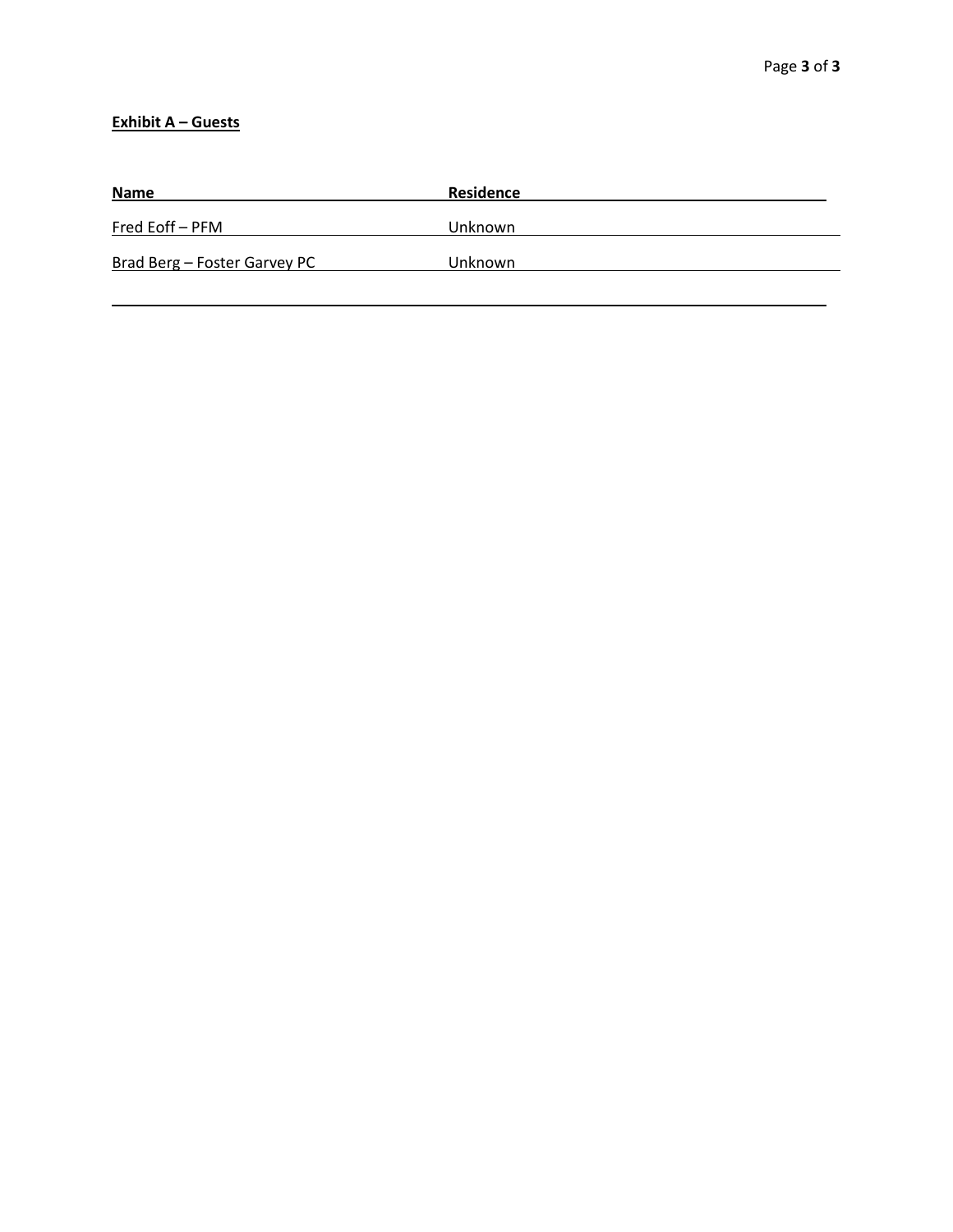**Exhibit A – Guests**

| Name | Residence |
| --- | --- |
| Fred Eoff – PFM | Unknown |
| Brad Berg – Foster Garvey PC | Unknown |